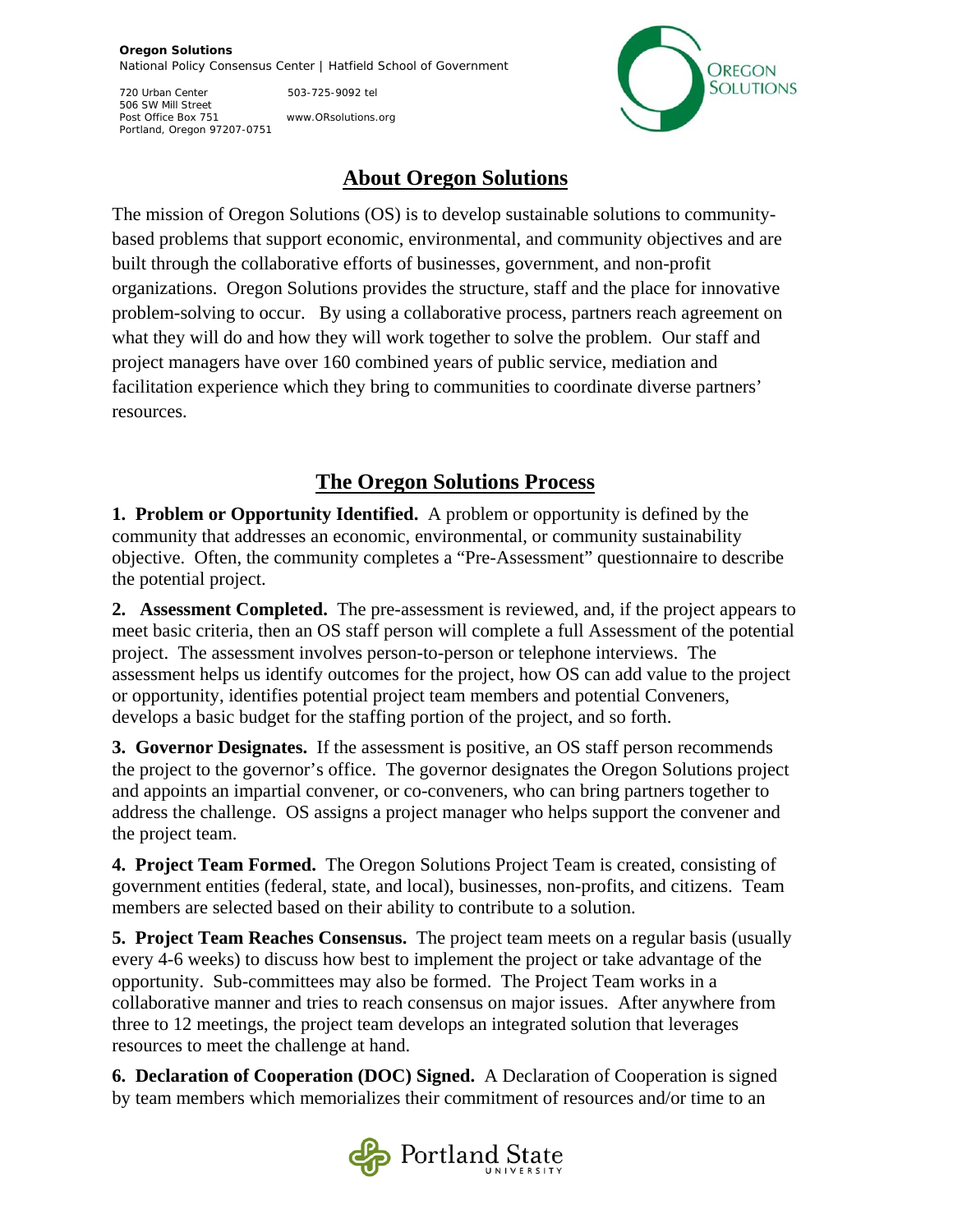**Oregon Solutions**
National Policy Consensus Center | Hatfield School of Government

720 Urban Center
506 SW Mill Street
Post Office Box 751
Portland, Oregon 97207-0751

503-725-9092 tel

www.ORsolutions.org

# About Oregon Solutions

The mission of Oregon Solutions (OS) is to develop sustainable solutions to community-based problems that support economic, environmental, and community objectives and are built through the collaborative efforts of businesses, government, and non-profit organizations. Oregon Solutions provides the structure, staff and the place for innovative problem-solving to occur. By using a collaborative process, partners reach agreement on what they will do and how they will work together to solve the problem. Our staff and project managers have over 160 combined years of public service, mediation and facilitation experience which they bring to communities to coordinate diverse partners' resources.

# The Oregon Solutions Process

**1. Problem or Opportunity Identified.** A problem or opportunity is defined by the community that addresses an economic, environmental, or community sustainability objective. Often, the community completes a "Pre-Assessment" questionnaire to describe the potential project.

**2. Assessment Completed.** The pre-assessment is reviewed, and, if the project appears to meet basic criteria, then an OS staff person will complete a full Assessment of the potential project. The assessment involves person-to-person or telephone interviews. The assessment helps us identify outcomes for the project, how OS can add value to the project or opportunity, identifies potential project team members and potential Conveners, develops a basic budget for the staffing portion of the project, and so forth.

**3. Governor Designates.** If the assessment is positive, an OS staff person recommends the project to the governor's office. The governor designates the Oregon Solutions project and appoints an impartial convener, or co-conveners, who can bring partners together to address the challenge. OS assigns a project manager who helps support the convener and the project team.

**4. Project Team Formed.** The Oregon Solutions Project Team is created, consisting of government entities (federal, state, and local), businesses, non-profits, and citizens. Team members are selected based on their ability to contribute to a solution.

**5. Project Team Reaches Consensus.** The project team meets on a regular basis (usually every 4-6 weeks) to discuss how best to implement the project or take advantage of the opportunity. Sub-committees may also be formed. The Project Team works in a collaborative manner and tries to reach consensus on major issues. After anywhere from three to 12 meetings, the project team develops an integrated solution that leverages resources to meet the challenge at hand.

**6. Declaration of Cooperation (DOC) Signed.** A Declaration of Cooperation is signed by team members which memorializes their commitment of resources and/or time to an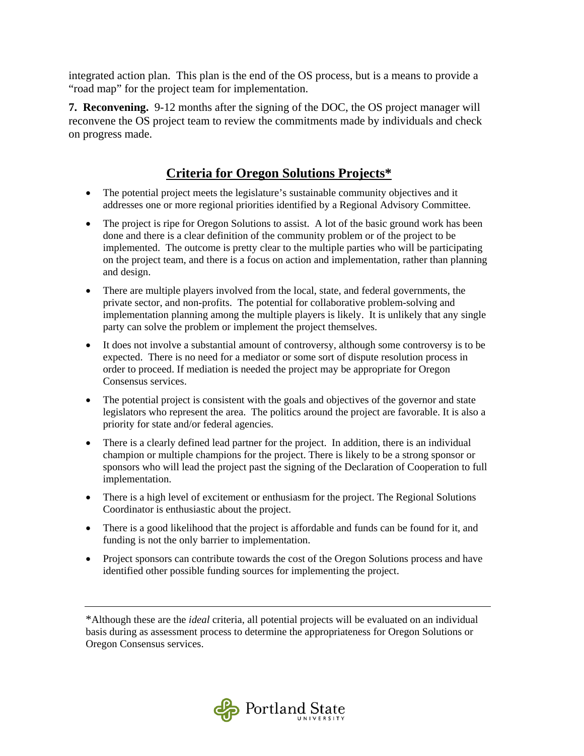integrated action plan. This plan is the end of the OS process, but is a means to provide a "road map" for the project team for implementation.

**7. Reconvening.** 9-12 months after the signing of the DOC, the OS project manager will reconvene the OS project team to review the commitments made by individuals and check on progress made.

## Criteria for Oregon Solutions Projects*

- The potential project meets the legislature's sustainable community objectives and it addresses one or more regional priorities identified by a Regional Advisory Committee.
- The project is ripe for Oregon Solutions to assist. A lot of the basic ground work has been done and there is a clear definition of the community problem or of the project to be implemented. The outcome is pretty clear to the multiple parties who will be participating on the project team, and there is a focus on action and implementation, rather than planning and design.
- There are multiple players involved from the local, state, and federal governments, the private sector, and non-profits. The potential for collaborative problem-solving and implementation planning among the multiple players is likely. It is unlikely that any single party can solve the problem or implement the project themselves.
- It does not involve a substantial amount of controversy, although some controversy is to be expected. There is no need for a mediator or some sort of dispute resolution process in order to proceed. If mediation is needed the project may be appropriate for Oregon Consensus services.
- The potential project is consistent with the goals and objectives of the governor and state legislators who represent the area. The politics around the project are favorable. It is also a priority for state and/or federal agencies.
- There is a clearly defined lead partner for the project. In addition, there is an individual champion or multiple champions for the project. There is likely to be a strong sponsor or sponsors who will lead the project past the signing of the Declaration of Cooperation to full implementation.
- There is a high level of excitement or enthusiasm for the project. The Regional Solutions Coordinator is enthusiastic about the project.
- There is a good likelihood that the project is affordable and funds can be found for it, and funding is not the only barrier to implementation.
- Project sponsors can contribute towards the cost of the Oregon Solutions process and have identified other possible funding sources for implementing the project.

---

*Although these are the *ideal* criteria, all potential projects will be evaluated on an individual basis during as assessment process to determine the appropriateness for Oregon Solutions or Oregon Consensus services.